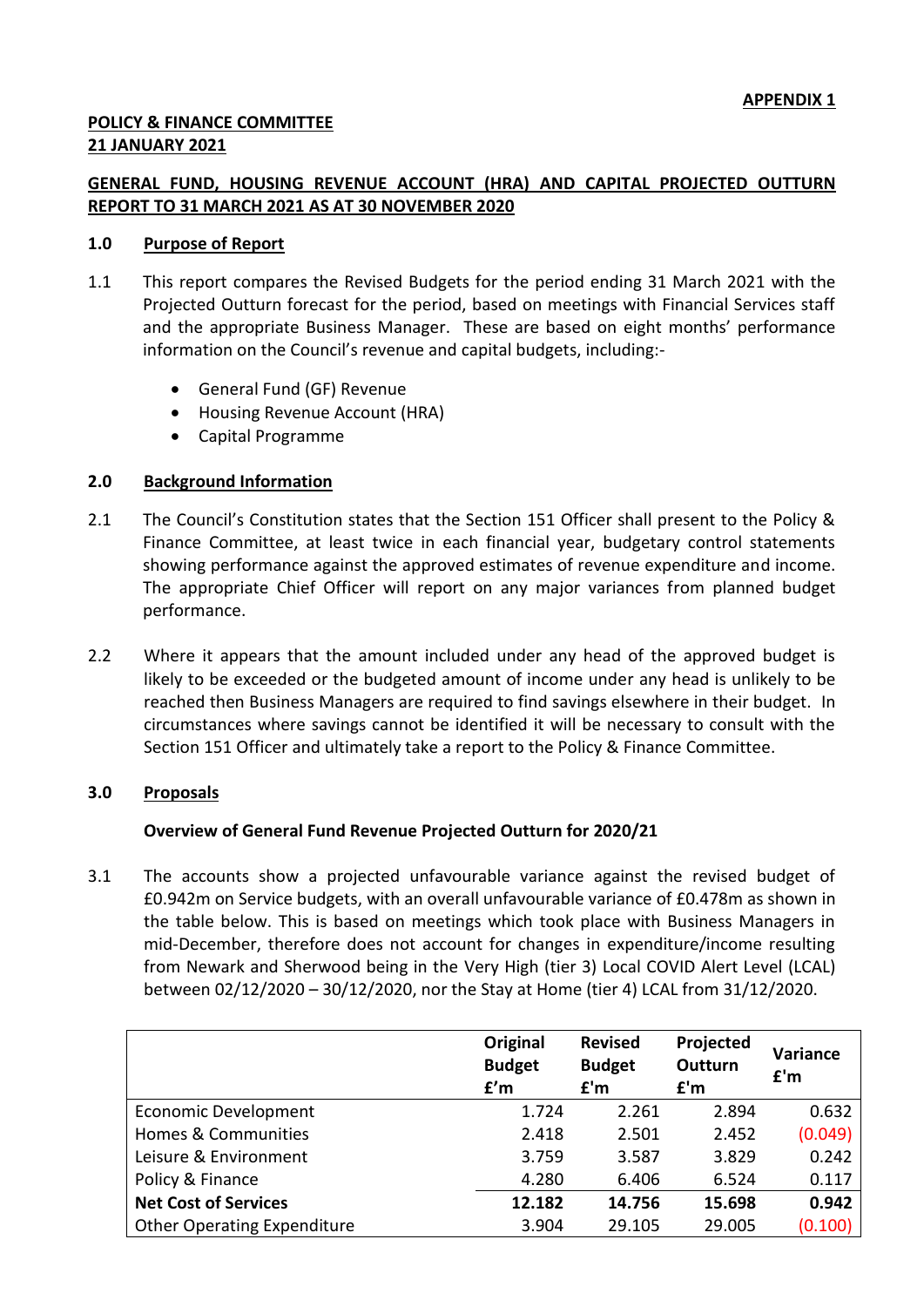**APPENDIX 1**

**POLICY & FINANCE COMMITTEE**
**21 JANUARY 2021**

**GENERAL FUND, HOUSING REVENUE ACCOUNT (HRA) AND CAPITAL PROJECTED OUTTURN REPORT TO 31 MARCH 2021 AS AT 30 NOVEMBER 2020**

## 1.0 Purpose of Report

1.1 This report compares the Revised Budgets for the period ending 31 March 2021 with the Projected Outturn forecast for the period, based on meetings with Financial Services staff and the appropriate Business Manager. These are based on eight months' performance information on the Council's revenue and capital budgets, including:-

- General Fund (GF) Revenue
- Housing Revenue Account (HRA)
- Capital Programme

## 2.0 Background Information

2.1 The Council's Constitution states that the Section 151 Officer shall present to the Policy & Finance Committee, at least twice in each financial year, budgetary control statements showing performance against the approved estimates of revenue expenditure and income. The appropriate Chief Officer will report on any major variances from planned budget performance.

2.2 Where it appears that the amount included under any head of the approved budget is likely to be exceeded or the budgeted amount of income under any head is unlikely to be reached then Business Managers are required to find savings elsewhere in their budget. In circumstances where savings cannot be identified it will be necessary to consult with the Section 151 Officer and ultimately take a report to the Policy & Finance Committee.

## 3.0 Proposals

### Overview of General Fund Revenue Projected Outturn for 2020/21

3.1 The accounts show a projected unfavourable variance against the revised budget of £0.942m on Service budgets, with an overall unfavourable variance of £0.478m as shown in the table below. This is based on meetings which took place with Business Managers in mid-December, therefore does not account for changes in expenditure/income resulting from Newark and Sherwood being in the Very High (tier 3) Local COVID Alert Level (LCAL) between 02/12/2020 – 30/12/2020, nor the Stay at Home (tier 4) LCAL from 31/12/2020.

| | Original Budget £'m | Revised Budget £'m | Projected Outturn £'m | Variance £'m |
|---|---|---|---|---|
| Economic Development | 1.724 | 2.261 | 2.894 | 0.632 |
| Homes & Communities | 2.418 | 2.501 | 2.452 | (0.049) |
| Leisure & Environment | 3.759 | 3.587 | 3.829 | 0.242 |
| Policy & Finance | 4.280 | 6.406 | 6.524 | 0.117 |
| **Net Cost of Services** | **12.182** | **14.756** | **15.698** | **0.942** |
| Other Operating Expenditure | 3.904 | 29.105 | 29.005 | (0.100) |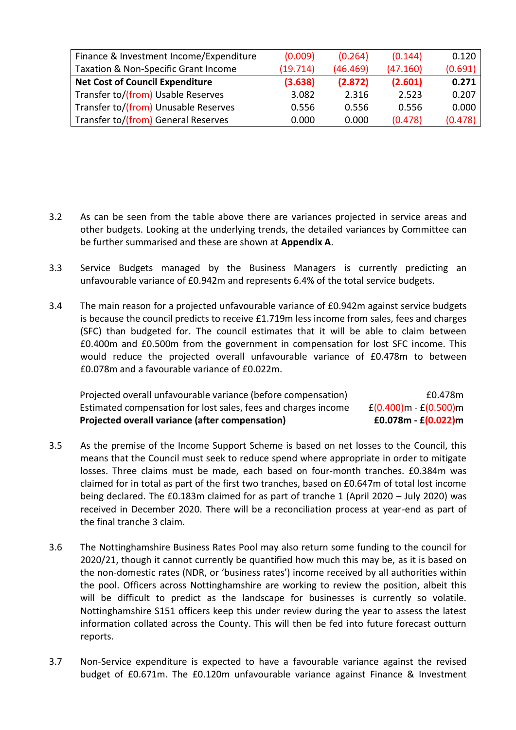| | | | | |
|---|---|---|---|---|
| Finance & Investment Income/Expenditure | (0.009) | (0.264) | (0.144) | 0.120 |
| Taxation & Non-Specific Grant Income | (19.714) | (46.469) | (47.160) | (0.691) |
| **Net Cost of Council Expenditure** | **(3.638)** | **(2.872)** | **(2.601)** | **0.271** |
| Transfer to/(from) Usable Reserves | 3.082 | 2.316 | 2.523 | 0.207 |
| Transfer to/(from) Unusable Reserves | 0.556 | 0.556 | 0.556 | 0.000 |
| Transfer to/(from) General Reserves | 0.000 | 0.000 | (0.478) | (0.478) |

3.2 As can be seen from the table above there are variances projected in service areas and other budgets. Looking at the underlying trends, the detailed variances by Committee can be further summarised and these are shown at **Appendix A**.

3.3 Service Budgets managed by the Business Managers is currently predicting an unfavourable variance of £0.942m and represents 6.4% of the total service budgets.

3.4 The main reason for a projected unfavourable variance of £0.942m against service budgets is because the council predicts to receive £1.719m less income from sales, fees and charges (SFC) than budgeted for. The council estimates that it will be able to claim between £0.400m and £0.500m from the government in compensation for lost SFC income. This would reduce the projected overall unfavourable variance of £0.478m to between £0.078m and a favourable variance of £0.022m.

| | |
|---|---|
| Projected overall unfavourable variance (before compensation) | £0.478m |
| Estimated compensation for lost sales, fees and charges income | £(0.400)m - £(0.500)m |
| **Projected overall variance (after compensation)** | **£0.078m - £(0.022)m** |

3.5 As the premise of the Income Support Scheme is based on net losses to the Council, this means that the Council must seek to reduce spend where appropriate in order to mitigate losses. Three claims must be made, each based on four-month tranches. £0.384m was claimed for in total as part of the first two tranches, based on £0.647m of total lost income being declared. The £0.183m claimed for as part of tranche 1 (April 2020 – July 2020) was received in December 2020. There will be a reconciliation process at year-end as part of the final tranche 3 claim.

3.6 The Nottinghamshire Business Rates Pool may also return some funding to the council for 2020/21, though it cannot currently be quantified how much this may be, as it is based on the non-domestic rates (NDR, or 'business rates') income received by all authorities within the pool. Officers across Nottinghamshire are working to review the position, albeit this will be difficult to predict as the landscape for businesses is currently so volatile. Nottinghamshire S151 officers keep this under review during the year to assess the latest information collated across the County. This will then be fed into future forecast outturn reports.

3.7 Non-Service expenditure is expected to have a favourable variance against the revised budget of £0.671m. The £0.120m unfavourable variance against Finance & Investment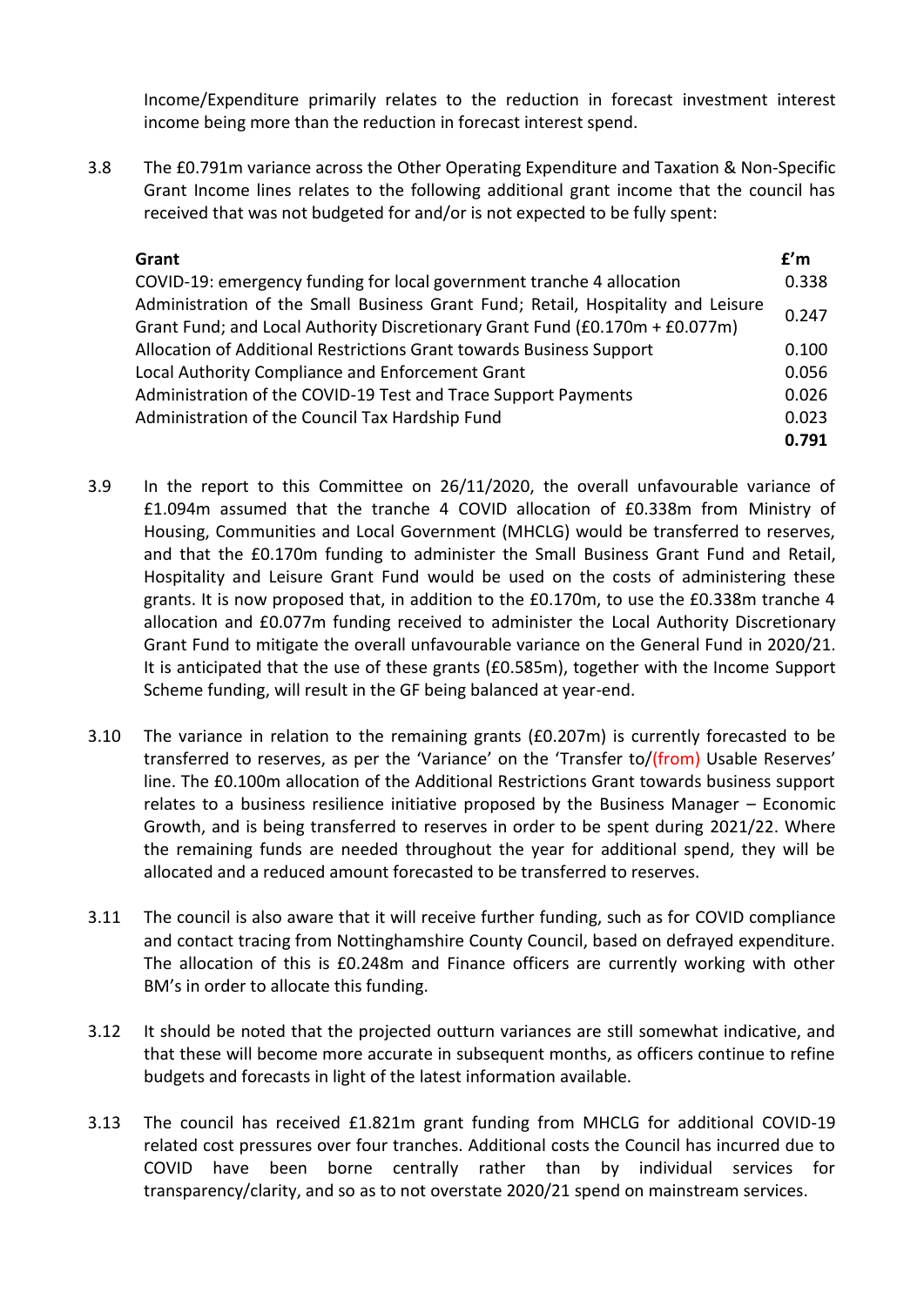Income/Expenditure primarily relates to the reduction in forecast investment interest income being more than the reduction in forecast interest spend.

3.8 The £0.791m variance across the Other Operating Expenditure and Taxation & Non-Specific Grant Income lines relates to the following additional grant income that the council has received that was not budgeted for and/or is not expected to be fully spent:

| Grant | £'m |
|---|---|
| COVID-19: emergency funding for local government tranche 4 allocation | 0.338 |
| Administration of the Small Business Grant Fund; Retail, Hospitality and Leisure Grant Fund; and Local Authority Discretionary Grant Fund (£0.170m + £0.077m) | 0.247 |
| Allocation of Additional Restrictions Grant towards Business Support | 0.100 |
| Local Authority Compliance and Enforcement Grant | 0.056 |
| Administration of the COVID-19 Test and Trace Support Payments | 0.026 |
| Administration of the Council Tax Hardship Fund | 0.023 |
| | **0.791** |

3.9 In the report to this Committee on 26/11/2020, the overall unfavourable variance of £1.094m assumed that the tranche 4 COVID allocation of £0.338m from Ministry of Housing, Communities and Local Government (MHCLG) would be transferred to reserves, and that the £0.170m funding to administer the Small Business Grant Fund and Retail, Hospitality and Leisure Grant Fund would be used on the costs of administering these grants. It is now proposed that, in addition to the £0.170m, to use the £0.338m tranche 4 allocation and £0.077m funding received to administer the Local Authority Discretionary Grant Fund to mitigate the overall unfavourable variance on the General Fund in 2020/21. It is anticipated that the use of these grants (£0.585m), together with the Income Support Scheme funding, will result in the GF being balanced at year-end.

3.10 The variance in relation to the remaining grants (£0.207m) is currently forecasted to be transferred to reserves, as per the 'Variance' on the 'Transfer to/(from) Usable Reserves' line. The £0.100m allocation of the Additional Restrictions Grant towards business support relates to a business resilience initiative proposed by the Business Manager – Economic Growth, and is being transferred to reserves in order to be spent during 2021/22. Where the remaining funds are needed throughout the year for additional spend, they will be allocated and a reduced amount forecasted to be transferred to reserves.

3.11 The council is also aware that it will receive further funding, such as for COVID compliance and contact tracing from Nottinghamshire County Council, based on defrayed expenditure. The allocation of this is £0.248m and Finance officers are currently working with other BM's in order to allocate this funding.

3.12 It should be noted that the projected outturn variances are still somewhat indicative, and that these will become more accurate in subsequent months, as officers continue to refine budgets and forecasts in light of the latest information available.

3.13 The council has received £1.821m grant funding from MHCLG for additional COVID-19 related cost pressures over four tranches. Additional costs the Council has incurred due to COVID have been borne centrally rather than by individual services for transparency/clarity, and so as to not overstate 2020/21 spend on mainstream services.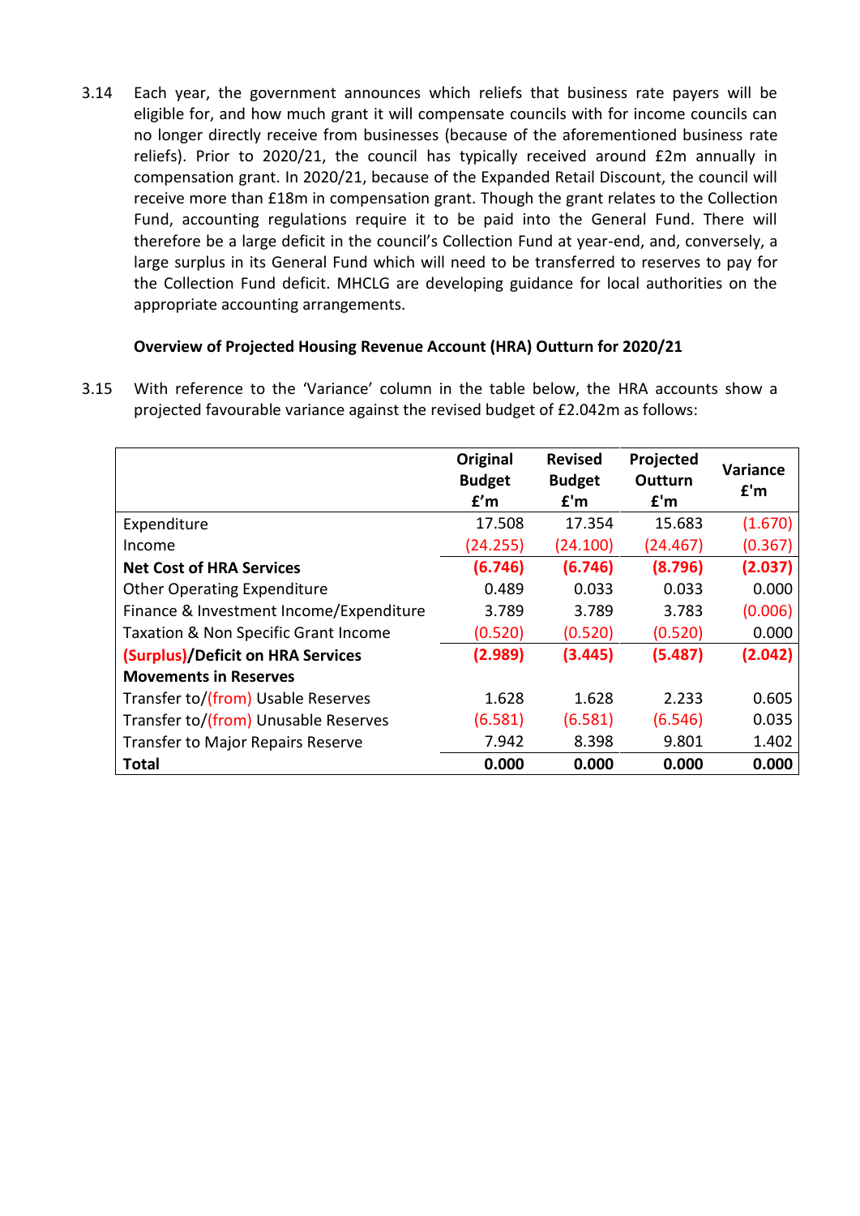3.14 Each year, the government announces which reliefs that business rate payers will be eligible for, and how much grant it will compensate councils with for income councils can no longer directly receive from businesses (because of the aforementioned business rate reliefs). Prior to 2020/21, the council has typically received around £2m annually in compensation grant. In 2020/21, because of the Expanded Retail Discount, the council will receive more than £18m in compensation grant. Though the grant relates to the Collection Fund, accounting regulations require it to be paid into the General Fund. There will therefore be a large deficit in the council's Collection Fund at year-end, and, conversely, a large surplus in its General Fund which will need to be transferred to reserves to pay for the Collection Fund deficit. MHCLG are developing guidance for local authorities on the appropriate accounting arrangements.

**Overview of Projected Housing Revenue Account (HRA) Outturn for 2020/21**

3.15 With reference to the 'Variance' column in the table below, the HRA accounts show a projected favourable variance against the revised budget of £2.042m as follows:

| | Original Budget £'m | Revised Budget £'m | Projected Outturn £'m | Variance £'m |
|---|---|---|---|---|
| Expenditure | 17.508 | 17.354 | 15.683 | (1.670) |
| Income | (24.255) | (24.100) | (24.467) | (0.367) |
| **Net Cost of HRA Services** | **(6.746)** | **(6.746)** | **(8.796)** | **(2.037)** |
| Other Operating Expenditure | 0.489 | 0.033 | 0.033 | 0.000 |
| Finance & Investment Income/Expenditure | 3.789 | 3.789 | 3.783 | (0.006) |
| Taxation & Non Specific Grant Income | (0.520) | (0.520) | (0.520) | 0.000 |
| **(Surplus)/Deficit on HRA Services** | **(2.989)** | **(3.445)** | **(5.487)** | **(2.042)** |
| **Movements in Reserves** | | | | |
| Transfer to/(from) Usable Reserves | 1.628 | 1.628 | 2.233 | 0.605 |
| Transfer to/(from) Unusable Reserves | (6.581) | (6.581) | (6.546) | 0.035 |
| Transfer to Major Repairs Reserve | 7.942 | 8.398 | 9.801 | 1.402 |
| **Total** | **0.000** | **0.000** | **0.000** | **0.000** |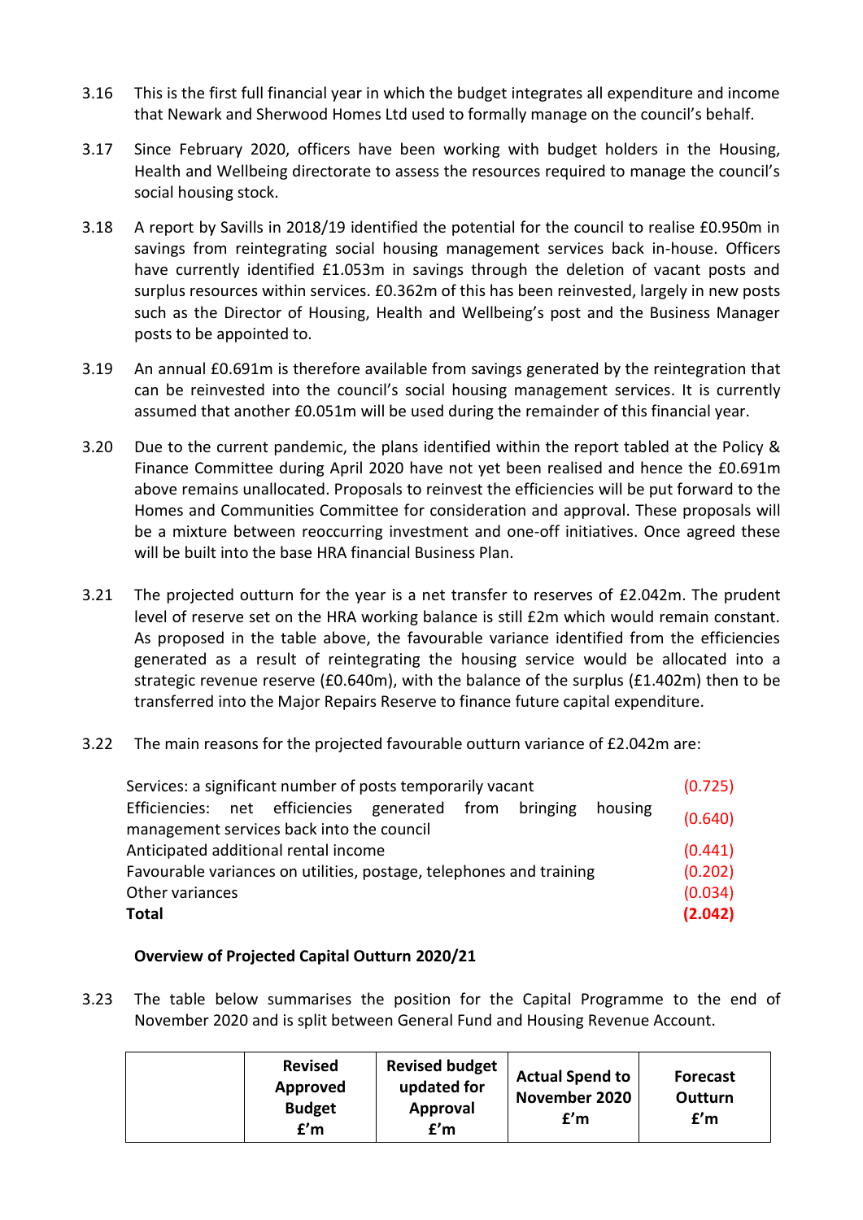3.16 This is the first full financial year in which the budget integrates all expenditure and income that Newark and Sherwood Homes Ltd used to formally manage on the council's behalf.

3.17 Since February 2020, officers have been working with budget holders in the Housing, Health and Wellbeing directorate to assess the resources required to manage the council's social housing stock.

3.18 A report by Savills in 2018/19 identified the potential for the council to realise £0.950m in savings from reintegrating social housing management services back in-house. Officers have currently identified £1.053m in savings through the deletion of vacant posts and surplus resources within services. £0.362m of this has been reinvested, largely in new posts such as the Director of Housing, Health and Wellbeing's post and the Business Manager posts to be appointed to.

3.19 An annual £0.691m is therefore available from savings generated by the reintegration that can be reinvested into the council's social housing management services. It is currently assumed that another £0.051m will be used during the remainder of this financial year.

3.20 Due to the current pandemic, the plans identified within the report tabled at the Policy & Finance Committee during April 2020 have not yet been realised and hence the £0.691m above remains unallocated. Proposals to reinvest the efficiencies will be put forward to the Homes and Communities Committee for consideration and approval. These proposals will be a mixture between reoccurring investment and one-off initiatives. Once agreed these will be built into the base HRA financial Business Plan.

3.21 The projected outturn for the year is a net transfer to reserves of £2.042m. The prudent level of reserve set on the HRA working balance is still £2m which would remain constant. As proposed in the table above, the favourable variance identified from the efficiencies generated as a result of reintegrating the housing service would be allocated into a strategic revenue reserve (£0.640m), with the balance of the surplus (£1.402m) then to be transferred into the Major Repairs Reserve to finance future capital expenditure.

3.22 The main reasons for the projected favourable outturn variance of £2.042m are:

| | |
|---|---|
| Services: a significant number of posts temporarily vacant | (0.725) |
| Efficiencies: net efficiencies generated from bringing housing management services back into the council | (0.640) |
| Anticipated additional rental income | (0.441) |
| Favourable variances on utilities, postage, telephones and training | (0.202) |
| Other variances | (0.034) |
| **Total** | **(2.042)** |

**Overview of Projected Capital Outturn 2020/21**

3.23 The table below summarises the position for the Capital Programme to the end of November 2020 and is split between General Fund and Housing Revenue Account.

| | Revised Approved Budget £'m | Revised budget updated for Approval £'m | Actual Spend to November 2020 £'m | Forecast Outturn £'m |
|---|---|---|---|---|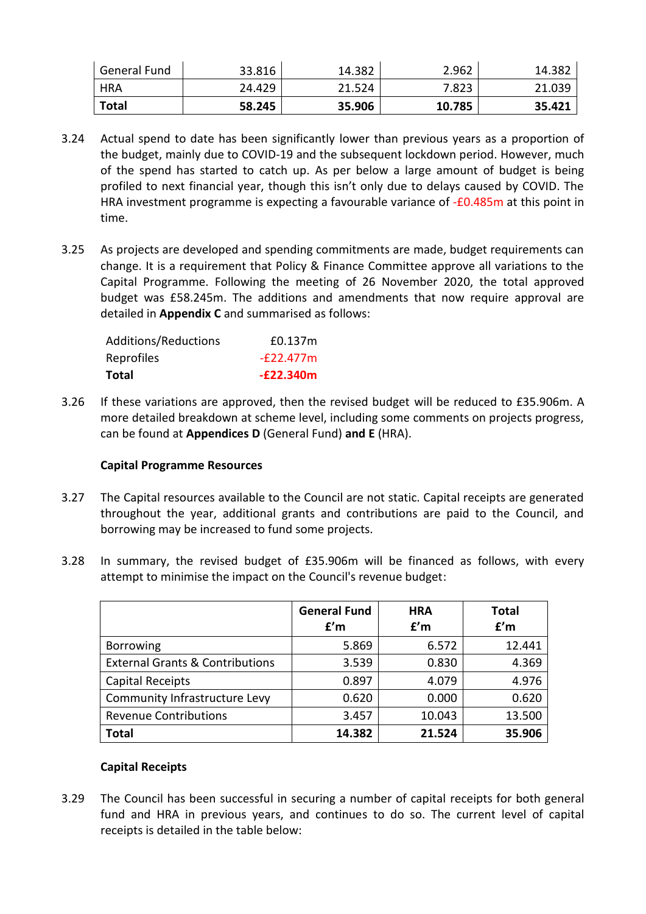| General Fund | 33.816 | 14.382 | 2.962 | 14.382 |
|---|---|---|---|---|
| HRA | 24.429 | 21.524 | 7.823 | 21.039 |
| **Total** | **58.245** | **35.906** | **10.785** | **35.421** |

3.24 Actual spend to date has been significantly lower than previous years as a proportion of the budget, mainly due to COVID-19 and the subsequent lockdown period. However, much of the spend has started to catch up. As per below a large amount of budget is being profiled to next financial year, though this isn't only due to delays caused by COVID. The HRA investment programme is expecting a favourable variance of -£0.485m at this point in time.

3.25 As projects are developed and spending commitments are made, budget requirements can change. It is a requirement that Policy & Finance Committee approve all variations to the Capital Programme. Following the meeting of 26 November 2020, the total approved budget was £58.245m. The additions and amendments that now require approval are detailed in **Appendix C** and summarised as follows:

| | |
|---|---|
| Additions/Reductions | £0.137m |
| Reprofiles | -£22.477m |
| **Total** | **-£22.340m** |

3.26 If these variations are approved, then the revised budget will be reduced to £35.906m. A more detailed breakdown at scheme level, including some comments on projects progress, can be found at **Appendices D** (General Fund) **and E** (HRA).

**Capital Programme Resources**

3.27 The Capital resources available to the Council are not static. Capital receipts are generated throughout the year, additional grants and contributions are paid to the Council, and borrowing may be increased to fund some projects.

3.28 In summary, the revised budget of £35.906m will be financed as follows, with every attempt to minimise the impact on the Council's revenue budget:

| | **General Fund £'m** | **HRA £'m** | **Total £'m** |
|---|---|---|---|
| Borrowing | 5.869 | 6.572 | 12.441 |
| External Grants & Contributions | 3.539 | 0.830 | 4.369 |
| Capital Receipts | 0.897 | 4.079 | 4.976 |
| Community Infrastructure Levy | 0.620 | 0.000 | 0.620 |
| Revenue Contributions | 3.457 | 10.043 | 13.500 |
| **Total** | **14.382** | **21.524** | **35.906** |

**Capital Receipts**

3.29 The Council has been successful in securing a number of capital receipts for both general fund and HRA in previous years, and continues to do so. The current level of capital receipts is detailed in the table below: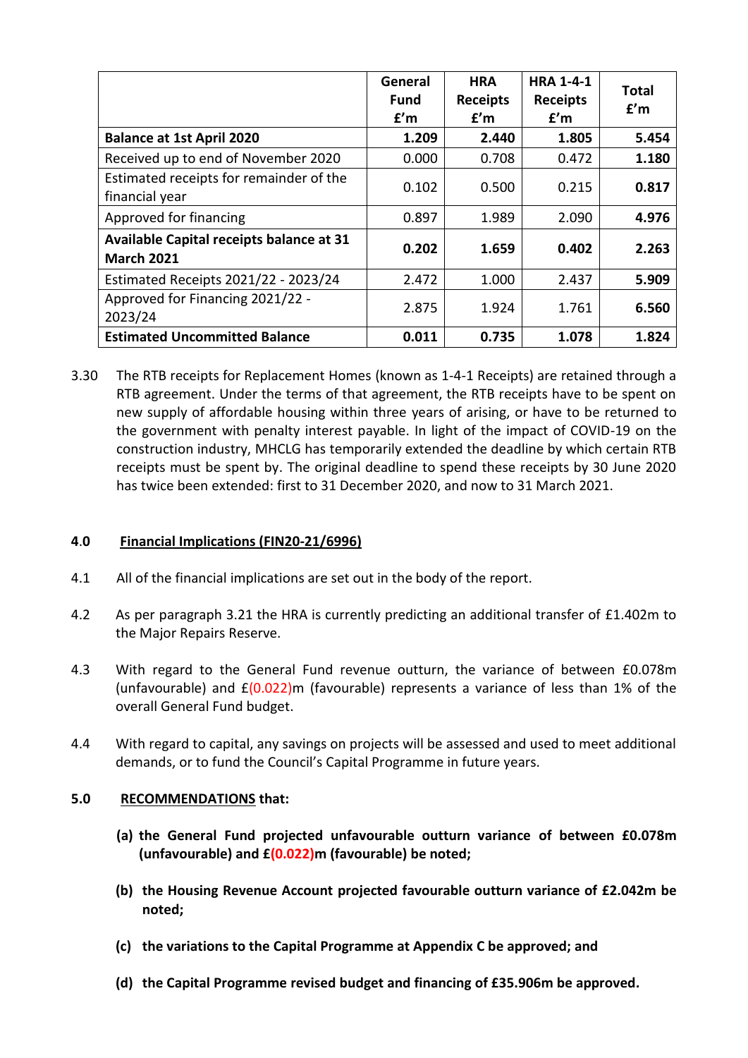| | General Fund £'m | HRA Receipts £'m | HRA 1-4-1 Receipts £'m | Total £'m |
|---|---|---|---|---|
| **Balance at 1st April 2020** | **1.209** | **2.440** | **1.805** | **5.454** |
| Received up to end of November 2020 | 0.000 | 0.708 | 0.472 | **1.180** |
| Estimated receipts for remainder of the financial year | 0.102 | 0.500 | 0.215 | **0.817** |
| Approved for financing | 0.897 | 1.989 | 2.090 | **4.976** |
| **Available Capital receipts balance at 31 March 2021** | **0.202** | **1.659** | **0.402** | **2.263** |
| Estimated Receipts 2021/22 - 2023/24 | 2.472 | 1.000 | 2.437 | **5.909** |
| Approved for Financing 2021/22 - 2023/24 | 2.875 | 1.924 | 1.761 | **6.560** |
| **Estimated Uncommitted Balance** | **0.011** | **0.735** | **1.078** | **1.824** |

3.30 The RTB receipts for Replacement Homes (known as 1-4-1 Receipts) are retained through a RTB agreement. Under the terms of that agreement, the RTB receipts have to be spent on new supply of affordable housing within three years of arising, or have to be returned to the government with penalty interest payable. In light of the impact of COVID-19 on the construction industry, MHCLG has temporarily extended the deadline by which certain RTB receipts must be spent by. The original deadline to spend these receipts by 30 June 2020 has twice been extended: first to 31 December 2020, and now to 31 March 2021.

## 4.0 Financial Implications (FIN20-21/6996)

4.1 All of the financial implications are set out in the body of the report.

4.2 As per paragraph 3.21 the HRA is currently predicting an additional transfer of £1.402m to the Major Repairs Reserve.

4.3 With regard to the General Fund revenue outturn, the variance of between £0.078m (unfavourable) and £(0.022)m (favourable) represents a variance of less than 1% of the overall General Fund budget.

4.4 With regard to capital, any savings on projects will be assessed and used to meet additional demands, or to fund the Council's Capital Programme in future years.

## 5.0 RECOMMENDATIONS that:

**(a) the General Fund projected unfavourable outturn variance of between £0.078m (unfavourable) and £(0.022)m (favourable) be noted;**

**(b) the Housing Revenue Account projected favourable outturn variance of £2.042m be noted;**

**(c) the variations to the Capital Programme at Appendix C be approved; and**

**(d) the Capital Programme revised budget and financing of £35.906m be approved.**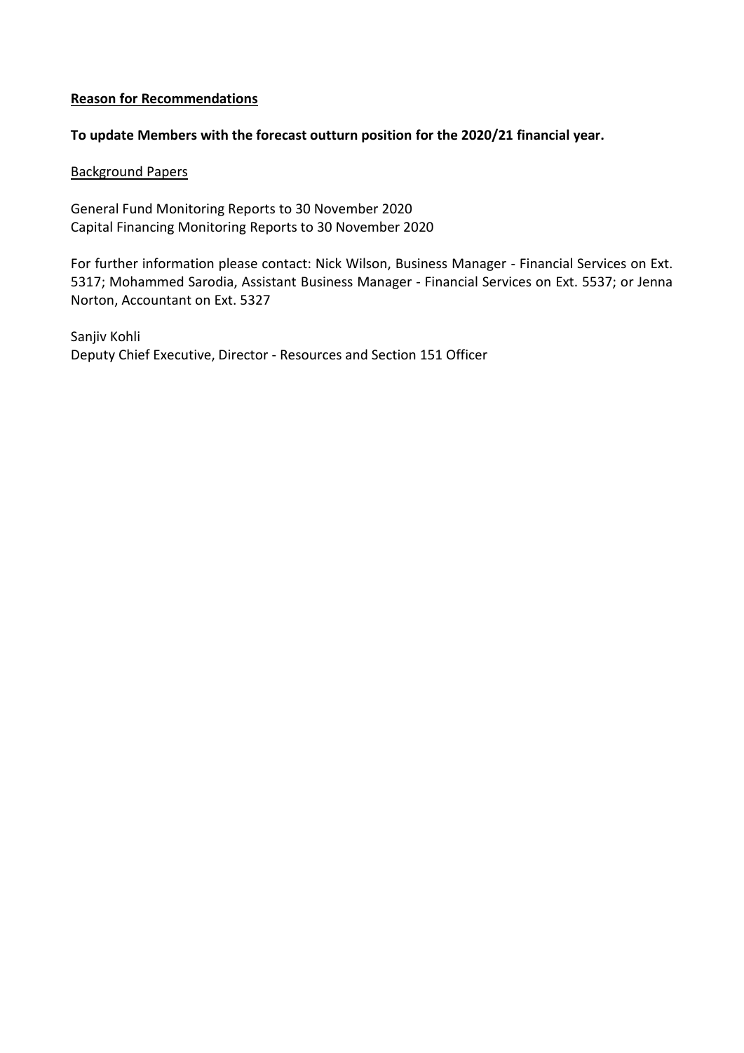**<u>Reason for Recommendations</u>**

**To update Members with the forecast outturn position for the 2020/21 financial year.**

<u>Background Papers</u>

General Fund Monitoring Reports to 30 November 2020
Capital Financing Monitoring Reports to 30 November 2020

For further information please contact: Nick Wilson, Business Manager - Financial Services on Ext. 5317; Mohammed Sarodia, Assistant Business Manager - Financial Services on Ext. 5537; or Jenna Norton, Accountant on Ext. 5327

Sanjiv Kohli
Deputy Chief Executive, Director - Resources and Section 151 Officer